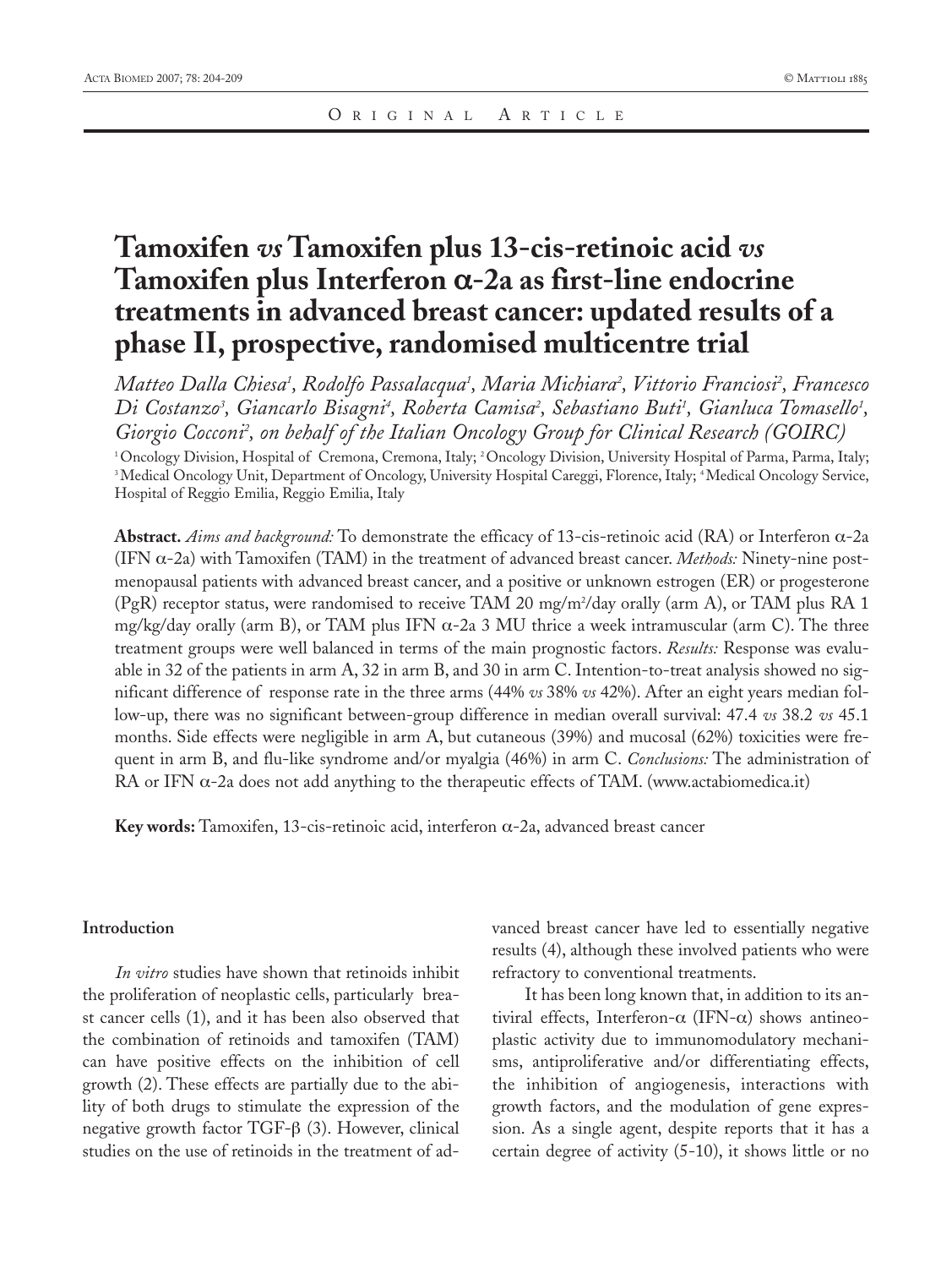Original Article

# Tamoxifen *vs* Tamoxifen plus 13-cis-retinoic acid *vs* Tamoxifen plus Interferon α-2a as first-line endocrine treatments in advanced breast cancer: updated results of a phase II, prospective, randomised multicentre trial

*Matteo Dalla Chiesa[1], Rodolfo Passalacqua[1], Maria Michiara[2], Vittorio Franciosi[2], Francesco Di Costanzo[3], Giancarlo Bisagni[4], Roberta Camisa[2], Sebastiano Buti[1], Gianluca Tomasello[1], Giorgio Cocconi[2], on behalf of the Italian Oncology Group for Clinical Research (GOIRC)*

[1] Oncology Division, Hospital of Cremona, Cremona, Italy; [2] Oncology Division, University Hospital of Parma, Parma, Italy; [3] Medical Oncology Unit, Department of Oncology, University Hospital Careggi, Florence, Italy; [4] Medical Oncology Service, Hospital of Reggio Emilia, Reggio Emilia, Italy

**Abstract.** *Aims and background:* To demonstrate the efficacy of 13-cis-retinoic acid (RA) or Interferon α-2a (IFN α-2a) with Tamoxifen (TAM) in the treatment of advanced breast cancer. *Methods:* Ninety-nine post-menopausal patients with advanced breast cancer, and a positive or unknown estrogen (ER) or progesterone (PgR) receptor status, were randomised to receive TAM 20 mg/m$^2$/day orally (arm A), or TAM plus RA 1 mg/kg/day orally (arm B), or TAM plus IFN α-2a 3 MU thrice a week intramuscular (arm C). The three treatment groups were well balanced in terms of the main prognostic factors. *Results:* Response was evaluable in 32 of the patients in arm A, 32 in arm B, and 30 in arm C. Intention-to-treat analysis showed no significant difference of response rate in the three arms (44% *vs* 38% *vs* 42%). After an eight years median follow-up, there was no significant between-group difference in median overall survival: 47.4 *vs* 38.2 *vs* 45.1 months. Side effects were negligible in arm A, but cutaneous (39%) and mucosal (62%) toxicities were frequent in arm B, and flu-like syndrome and/or myalgia (46%) in arm C. *Conclusions:* The administration of RA or IFN α-2a does not add anything to the therapeutic effects of TAM. (www.actabiomedica.it)

**Key words:** Tamoxifen, 13-cis-retinoic acid, interferon α-2a, advanced breast cancer

## Introduction

*In vitro* studies have shown that retinoids inhibit the proliferation of neoplastic cells, particularly breast cancer cells (1), and it has been also observed that the combination of retinoids and tamoxifen (TAM) can have positive effects on the inhibition of cell growth (2). These effects are partially due to the ability of both drugs to stimulate the expression of the negative growth factor TGF-β (3). However, clinical studies on the use of retinoids in the treatment of advanced breast cancer have led to essentially negative results (4), although these involved patients who were refractory to conventional treatments.

It has been long known that, in addition to its antiviral effects, Interferon-α (IFN-α) shows antineoplastic activity due to immunomodulatory mechanisms, antiproliferative and/or differentiating effects, the inhibition of angiogenesis, interactions with growth factors, and the modulation of gene expression. As a single agent, despite reports that it has a certain degree of activity (5-10), it shows little or no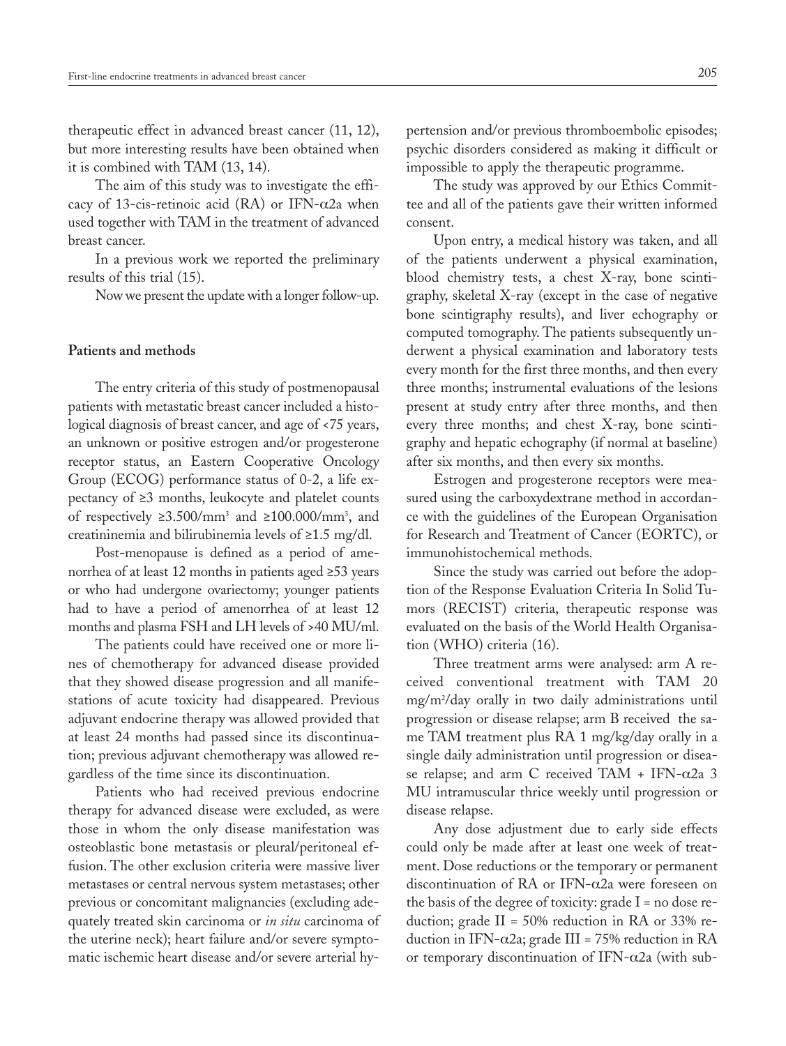therapeutic effect in advanced breast cancer (11, 12), but more interesting results have been obtained when it is combined with TAM (13, 14).

The aim of this study was to investigate the efficacy of 13-cis-retinoic acid (RA) or IFN-α2a when used together with TAM in the treatment of advanced breast cancer.

In a previous work we reported the preliminary results of this trial (15).

Now we present the update with a longer follow-up.

## Patients and methods

The entry criteria of this study of postmenopausal patients with metastatic breast cancer included a histological diagnosis of breast cancer, and age of <75 years, an unknown or positive estrogen and/or progesterone receptor status, an Eastern Cooperative Oncology Group (ECOG) performance status of 0-2, a life expectancy of ≥3 months, leukocyte and platelet counts of respectively ≥3.500/mm$^3$ and ≥100.000/mm$^3$, and creatininemia and bilirubinemia levels of ≥1.5 mg/dl.

Post-menopause is defined as a period of amenorrhea of at least 12 months in patients aged ≥53 years or who had undergone ovariectomy; younger patients had to have a period of amenorrhea of at least 12 months and plasma FSH and LH levels of >40 MU/ml.

The patients could have received one or more lines of chemotherapy for advanced disease provided that they showed disease progression and all manifestations of acute toxicity had disappeared. Previous adjuvant endocrine therapy was allowed provided that at least 24 months had passed since its discontinuation; previous adjuvant chemotherapy was allowed regardless of the time since its discontinuation.

Patients who had received previous endocrine therapy for advanced disease were excluded, as were those in whom the only disease manifestation was osteoblastic bone metastasis or pleural/peritoneal effusion. The other exclusion criteria were massive liver metastases or central nervous system metastases; other previous or concomitant malignancies (excluding adequately treated skin carcinoma or *in situ* carcinoma of the uterine neck); heart failure and/or severe symptomatic ischemic heart disease and/or severe arterial hypertension and/or previous thromboembolic episodes; psychic disorders considered as making it difficult or impossible to apply the therapeutic programme.

The study was approved by our Ethics Committee and all of the patients gave their written informed consent.

Upon entry, a medical history was taken, and all of the patients underwent a physical examination, blood chemistry tests, a chest X-ray, bone scintigraphy, skeletal X-ray (except in the case of negative bone scintigraphy results), and liver echography or computed tomography. The patients subsequently underwent a physical examination and laboratory tests every month for the first three months, and then every three months; instrumental evaluations of the lesions present at study entry after three months, and then every three months; and chest X-ray, bone scintigraphy and hepatic echography (if normal at baseline) after six months, and then every six months.

Estrogen and progesterone receptors were measured using the carboxydextrane method in accordance with the guidelines of the European Organisation for Research and Treatment of Cancer (EORTC), or immunohistochemical methods.

Since the study was carried out before the adoption of the Response Evaluation Criteria In Solid Tumors (RECIST) criteria, therapeutic response was evaluated on the basis of the World Health Organisation (WHO) criteria (16).

Three treatment arms were analysed: arm A received conventional treatment with TAM 20 mg/m$^2$/day orally in two daily administrations until progression or disease relapse; arm B received the same TAM treatment plus RA 1 mg/kg/day orally in a single daily administration until progression or disease relapse; and arm C received TAM + IFN-α2a 3 MU intramuscular thrice weekly until progression or disease relapse.

Any dose adjustment due to early side effects could only be made after at least one week of treatment. Dose reductions or the temporary or permanent discontinuation of RA or IFN-α2a were foreseen on the basis of the degree of toxicity: grade I = no dose reduction; grade II = 50% reduction in RA or 33% reduction in IFN-α2a; grade III = 75% reduction in RA or temporary discontinuation of IFN-α2a (with sub-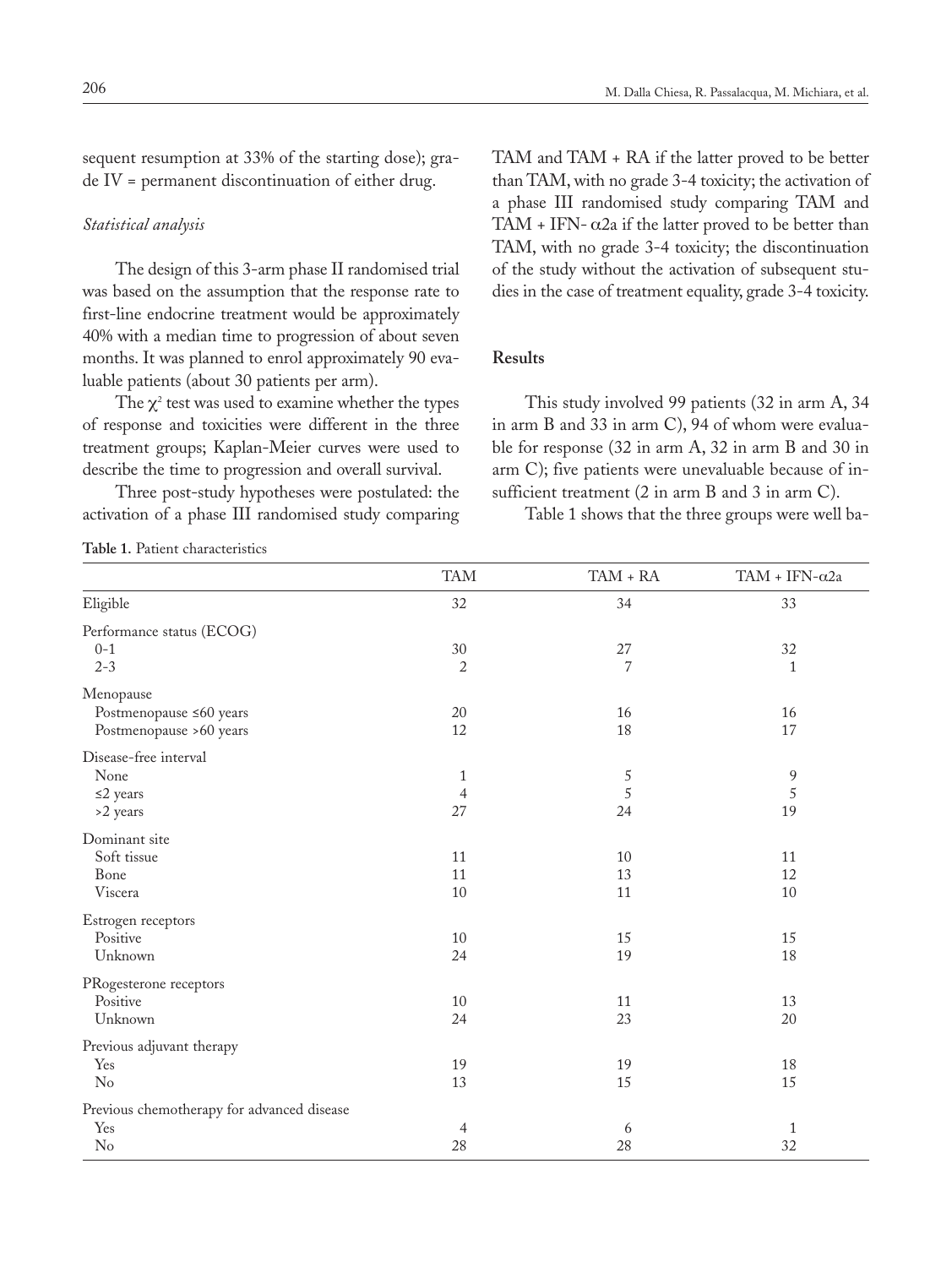sequent resumption at 33% of the starting dose); grade IV = permanent discontinuation of either drug.

*Statistical analysis*

The design of this 3-arm phase II randomised trial was based on the assumption that the response rate to first-line endocrine treatment would be approximately 40% with a median time to progression of about seven months. It was planned to enrol approximately 90 evaluable patients (about 30 patients per arm).

The $\chi^2$ test was used to examine whether the types of response and toxicities were different in the three treatment groups; Kaplan-Meier curves were used to describe the time to progression and overall survival.

Three post-study hypotheses were postulated: the activation of a phase III randomised study comparing TAM and TAM + RA if the latter proved to be better than TAM, with no grade 3-4 toxicity; the activation of a phase III randomised study comparing TAM and TAM + IFN- α2a if the latter proved to be better than TAM, with no grade 3-4 toxicity; the discontinuation of the study without the activation of subsequent studies in the case of treatment equality, grade 3-4 toxicity.

## Results

This study involved 99 patients (32 in arm A, 34 in arm B and 33 in arm C), 94 of whom were evaluable for response (32 in arm A, 32 in arm B and 30 in arm C); five patients were unevaluable because of insufficient treatment (2 in arm B and 3 in arm C).

Table 1 shows that the three groups were well ba-

**Table 1.** Patient characteristics

| | TAM | TAM + RA | TAM + IFN-α2a |
|---|---|---|---|
| Eligible | 32 | 34 | 33 |
| Performance status (ECOG) | | | |
| 0-1 | 30 | 27 | 32 |
| 2-3 | 2 | 7 | 1 |
| Menopause | | | |
| Postmenopause ≤60 years | 20 | 16 | 16 |
| Postmenopause >60 years | 12 | 18 | 17 |
| Disease-free interval | | | |
| None | 1 | 5 | 9 |
| ≤2 years | 4 | 5 | 5 |
| >2 years | 27 | 24 | 19 |
| Dominant site | | | |
| Soft tissue | 11 | 10 | 11 |
| Bone | 11 | 13 | 12 |
| Viscera | 10 | 11 | 10 |
| Estrogen receptors | | | |
| Positive | 10 | 15 | 15 |
| Unknown | 24 | 19 | 18 |
| PRogesterone receptors | | | |
| Positive | 10 | 11 | 13 |
| Unknown | 24 | 23 | 20 |
| Previous adjuvant therapy | | | |
| Yes | 19 | 19 | 18 |
| No | 13 | 15 | 15 |
| Previous chemotherapy for advanced disease | | | |
| Yes | 4 | 6 | 1 |
| No | 28 | 28 | 32 |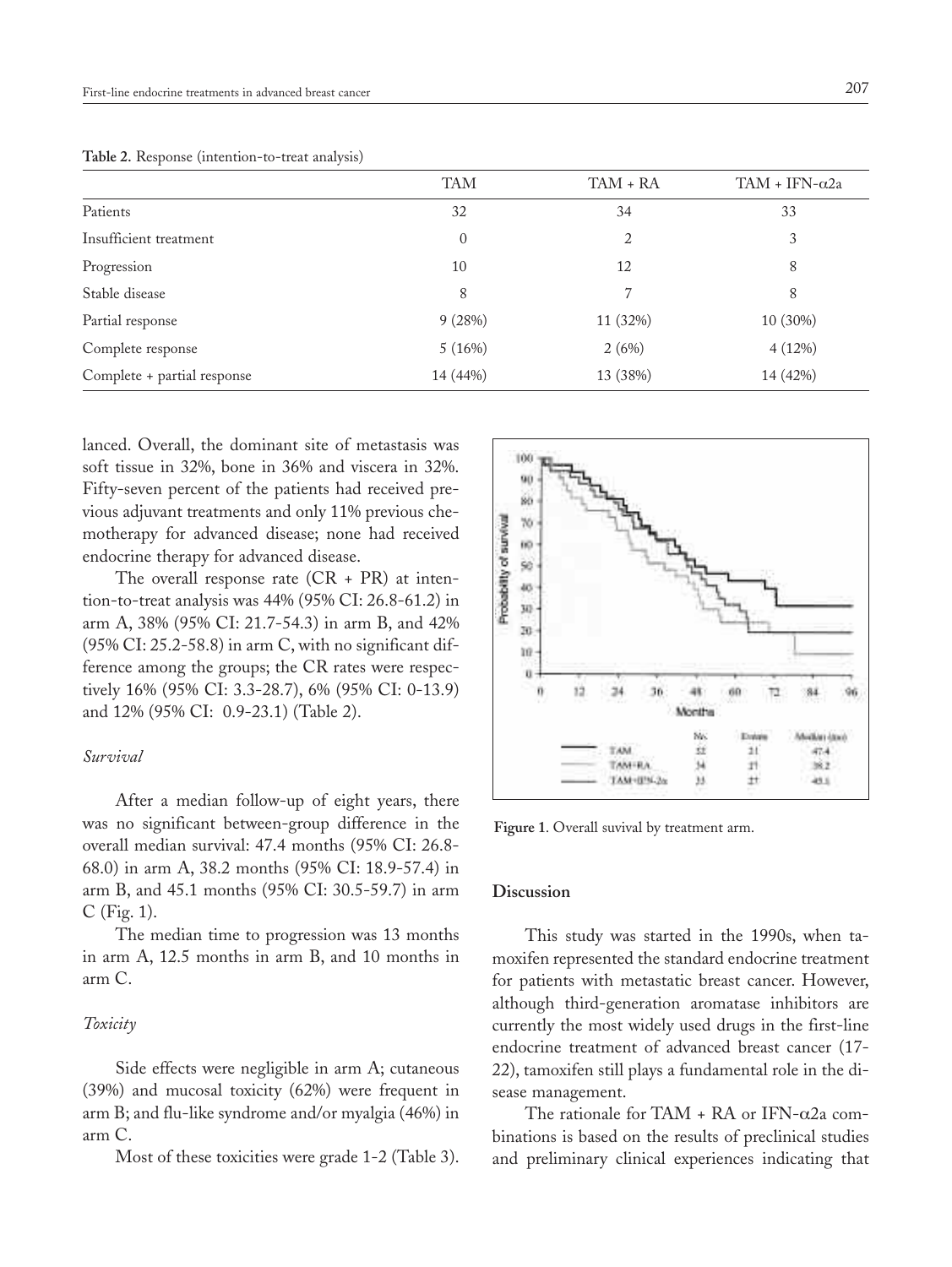**Table 2.** Response (intention-to-treat analysis)

| | TAM | TAM + RA | TAM + IFN-α2a |
|---|---|---|---|
| Patients | 32 | 34 | 33 |
| Insufficient treatment | 0 | 2 | 3 |
| Progression | 10 | 12 | 8 |
| Stable disease | 8 | 7 | 8 |
| Partial response | 9 (28%) | 11 (32%) | 10 (30%) |
| Complete response | 5 (16%) | 2 (6%) | 4 (12%) |
| Complete + partial response | 14 (44%) | 13 (38%) | 14 (42%) |

lanced. Overall, the dominant site of metastasis was soft tissue in 32%, bone in 36% and viscera in 32%. Fifty-seven percent of the patients had received previous adjuvant treatments and only 11% previous chemotherapy for advanced disease; none had received endocrine therapy for advanced disease.

The overall response rate (CR + PR) at intention-to-treat analysis was 44% (95% CI: 26.8-61.2) in arm A, 38% (95% CI: 21.7-54.3) in arm B, and 42% (95% CI: 25.2-58.8) in arm C, with no significant difference among the groups; the CR rates were respectively 16% (95% CI: 3.3-28.7), 6% (95% CI: 0-13.9) and 12% (95% CI: 0.9-23.1) (Table 2).

### *Survival*

After a median follow-up of eight years, there was no significant between-group difference in the overall median survival: 47.4 months (95% CI: 26.8-68.0) in arm A, 38.2 months (95% CI: 18.9-57.4) in arm B, and 45.1 months (95% CI: 30.5-59.7) in arm C (Fig. 1).

The median time to progression was 13 months in arm A, 12.5 months in arm B, and 10 months in arm C.

### *Toxicity*

Side effects were negligible in arm A; cutaneous (39%) and mucosal toxicity (62%) were frequent in arm B; and flu-like syndrome and/or myalgia (46%) in arm C.

Most of these toxicities were grade 1-2 (Table 3).

**Figure 1**. Overall suvival by treatment arm.

## **Discussion**

This study was started in the 1990s, when tamoxifen represented the standard endocrine treatment for patients with metastatic breast cancer. However, although third-generation aromatase inhibitors are currently the most widely used drugs in the first-line endocrine treatment of advanced breast cancer (17-22), tamoxifen still plays a fundamental role in the disease management.

The rationale for TAM + RA or IFN-α2a combinations is based on the results of preclinical studies and preliminary clinical experiences indicating that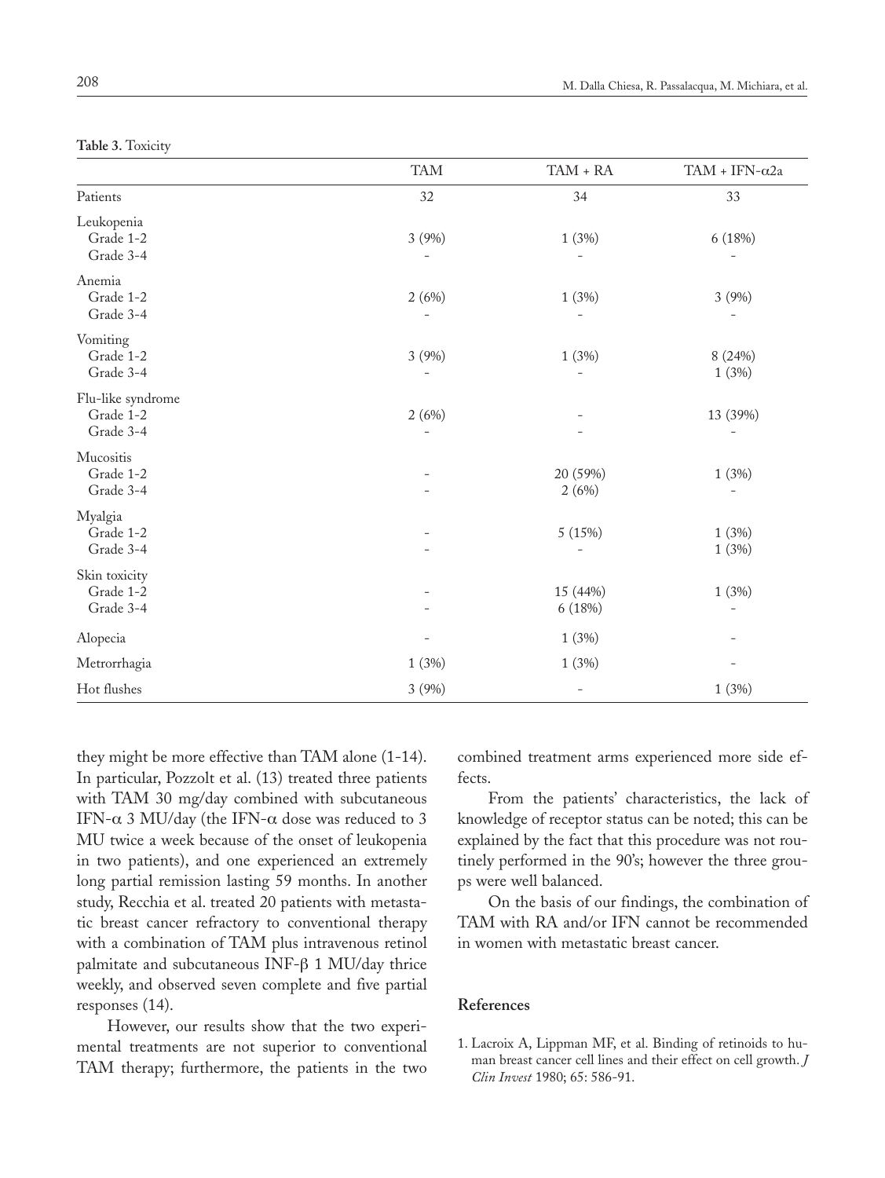**Table 3.** Toxicity

| | TAM | TAM + RA | TAM + IFN-α2a |
|---|---|---|---|
| Patients | 32 | 34 | 33 |
| Leukopenia | | | |
| Grade 1-2 | 3 (9%) | 1 (3%) | 6 (18%) |
| Grade 3-4 | - | - | - |
| Anemia | | | |
| Grade 1-2 | 2 (6%) | 1 (3%) | 3 (9%) |
| Grade 3-4 | - | - | - |
| Vomiting | | | |
| Grade 1-2 | 3 (9%) | 1 (3%) | 8 (24%) |
| Grade 3-4 | - | - | 1 (3%) |
| Flu-like syndrome | | | |
| Grade 1-2 | 2 (6%) | - | 13 (39%) |
| Grade 3-4 | - | - | - |
| Mucositis | | | |
| Grade 1-2 | - | 20 (59%) | 1 (3%) |
| Grade 3-4 | - | 2 (6%) | - |
| Myalgia | | | |
| Grade 1-2 | - | 5 (15%) | 1 (3%) |
| Grade 3-4 | - | - | 1 (3%) |
| Skin toxicity | | | |
| Grade 1-2 | - | 15 (44%) | 1 (3%) |
| Grade 3-4 | - | 6 (18%) | - |
| Alopecia | - | 1 (3%) | - |
| Metrorrhagia | 1 (3%) | 1 (3%) | - |
| Hot flushes | 3 (9%) | - | 1 (3%) |

they might be more effective than TAM alone (1-14). In particular, Pozzolt et al. (13) treated three patients with TAM 30 mg/day combined with subcutaneous IFN-α 3 MU/day (the IFN-α dose was reduced to 3 MU twice a week because of the onset of leukopenia in two patients), and one experienced an extremely long partial remission lasting 59 months. In another study, Recchia et al. treated 20 patients with metastatic breast cancer refractory to conventional therapy with a combination of TAM plus intravenous retinol palmitate and subcutaneous INF-β 1 MU/day thrice weekly, and observed seven complete and five partial responses (14).

However, our results show that the two experimental treatments are not superior to conventional TAM therapy; furthermore, the patients in the two combined treatment arms experienced more side effects.

From the patients' characteristics, the lack of knowledge of receptor status can be noted; this can be explained by the fact that this procedure was not routinely performed in the 90's; however the three groups were well balanced.

On the basis of our findings, the combination of TAM with RA and/or IFN cannot be recommended in women with metastatic breast cancer.

## References

1. Lacroix A, Lippman MF, et al. Binding of retinoids to human breast cancer cell lines and their effect on cell growth. *J Clin Invest* 1980; 65: 586-91.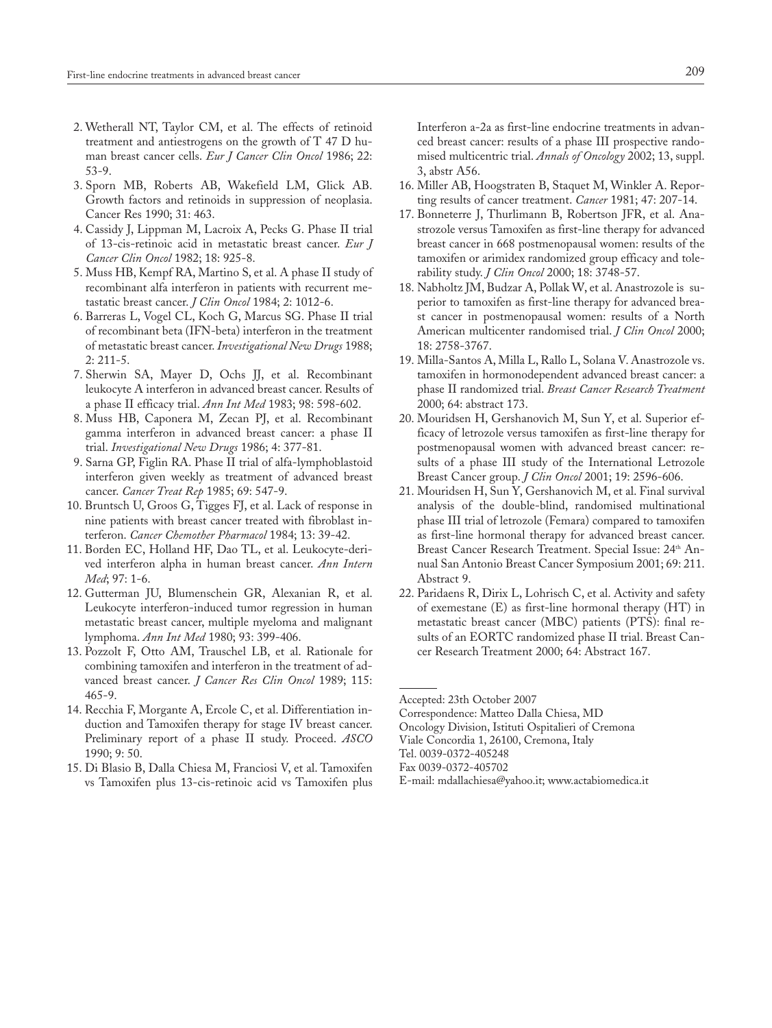2. Wetherall NT, Taylor CM, et al. The effects of retinoid treatment and antiestrogens on the growth of T 47 D human breast cancer cells. *Eur J Cancer Clin Oncol* 1986; 22: 53-9.
3. Sporn MB, Roberts AB, Wakefield LM, Glick AB. Growth factors and retinoids in suppression of neoplasia. Cancer Res 1990; 31: 463.
4. Cassidy J, Lippman M, Lacroix A, Pecks G. Phase II trial of 13-cis-retinoic acid in metastatic breast cancer. *Eur J Cancer Clin Oncol* 1982; 18: 925-8.
5. Muss HB, Kempf RA, Martino S, et al. A phase II study of recombinant alfa interferon in patients with recurrent metastatic breast cancer. *J Clin Oncol* 1984; 2: 1012-6.
6. Barreras L, Vogel CL, Koch G, Marcus SG. Phase II trial of recombinant beta (IFN-beta) interferon in the treatment of metastatic breast cancer. *Investigational New Drugs* 1988; 2: 211-5.
7. Sherwin SA, Mayer D, Ochs JJ, et al. Recombinant leukocyte A interferon in advanced breast cancer. Results of a phase II efficacy trial. *Ann Int Med* 1983; 98: 598-602.
8. Muss HB, Caponera M, Zecan PJ, et al. Recombinant gamma interferon in advanced breast cancer: a phase II trial. *Investigational New Drugs* 1986; 4: 377-81.
9. Sarna GP, Figlin RA. Phase II trial of alfa-lymphoblastoid interferon given weekly as treatment of advanced breast cancer. *Cancer Treat Rep* 1985; 69: 547-9.
10. Bruntsch U, Groos G, Tigges FJ, et al. Lack of response in nine patients with breast cancer treated with fibroblast interferon. *Cancer Chemother Pharmacol* 1984; 13: 39-42.
11. Borden EC, Holland HF, Dao TL, et al. Leukocyte-derived interferon alpha in human breast cancer. *Ann Intern Med*; 97: 1-6.
12. Gutterman JU, Blumenschein GR, Alexanian R, et al. Leukocyte interferon-induced tumor regression in human metastatic breast cancer, multiple myeloma and malignant lymphoma. *Ann Int Med* 1980; 93: 399-406.
13. Pozzolt F, Otto AM, Trauschel LB, et al. Rationale for combining tamoxifen and interferon in the treatment of advanced breast cancer. *J Cancer Res Clin Oncol* 1989; 115: 465-9.
14. Recchia F, Morgante A, Ercole C, et al. Differentiation induction and Tamoxifen therapy for stage IV breast cancer. Preliminary report of a phase II study. Proceed. *ASCO* 1990; 9: 50.
15. Di Blasio B, Dalla Chiesa M, Franciosi V, et al. Tamoxifen vs Tamoxifen plus 13-cis-retinoic acid vs Tamoxifen plus Interferon a-2a as first-line endocrine treatments in advanced breast cancer: results of a phase III prospective randomised multicentric trial. *Annals of Oncology* 2002; 13, suppl. 3, abstr A56.
16. Miller AB, Hoogstraten B, Staquet M, Winkler A. Reporting results of cancer treatment. *Cancer* 1981; 47: 207-14.
17. Bonneterre J, Thurlimann B, Robertson JFR, et al. Anastrozole versus Tamoxifen as first-line therapy for advanced breast cancer in 668 postmenopausal women: results of the tamoxifen or arimidex randomized group efficacy and tolerability study. *J Clin Oncol* 2000; 18: 3748-57.
18. Nabholtz JM, Budzar A, Pollak W, et al. Anastrozole is superior to tamoxifen as first-line therapy for advanced breast cancer in postmenopausal women: results of a North American multicenter randomised trial. *J Clin Oncol* 2000; 18: 2758-3767.
19. Milla-Santos A, Milla L, Rallo L, Solana V. Anastrozole vs. tamoxifen in hormonodependent advanced breast cancer: a phase II randomized trial. *Breast Cancer Research Treatment* 2000; 64: abstract 173.
20. Mouridsen H, Gershanovich M, Sun Y, et al. Superior efficacy of letrozole versus tamoxifen as first-line therapy for postmenopausal women with advanced breast cancer: results of a phase III study of the International Letrozole Breast Cancer group. *J Clin Oncol* 2001; 19: 2596-606.
21. Mouridsen H, Sun Y, Gershanovich M, et al. Final survival analysis of the double-blind, randomised multinational phase III trial of letrozole (Femara) compared to tamoxifen as first-line hormonal therapy for advanced breast cancer. Breast Cancer Research Treatment. Special Issue: 24th Annual San Antonio Breast Cancer Symposium 2001; 69: 211. Abstract 9.
22. Paridaens R, Dirix L, Lohrisch C, et al. Activity and safety of exemestane (E) as first-line hormonal therapy (HT) in metastatic breast cancer (MBC) patients (PTS): final results of an EORTC randomized phase II trial. Breast Cancer Research Treatment 2000; 64: Abstract 167.

---

Accepted: 23th October 2007

Correspondence: Matteo Dalla Chiesa, MD

Oncology Division, Istituti Ospitalieri of Cremona

Viale Concordia 1, 26100, Cremona, Italy

Tel. 0039-0372-405248

Fax 0039-0372-405702

E-mail: mdallachiesa@yahoo.it; www.actabiomedica.it